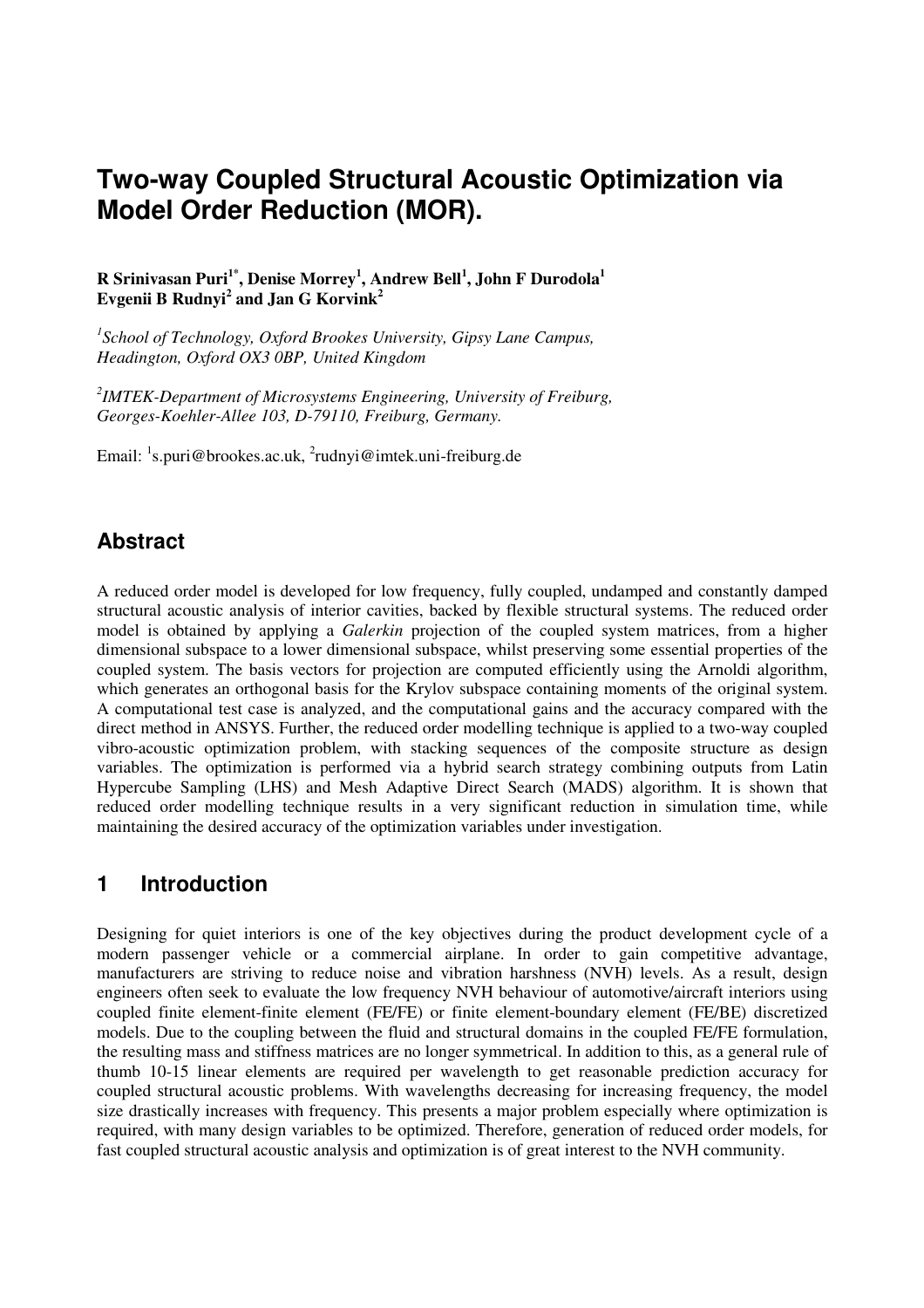# Two-way Coupled Structural Acoustic Optimization via Model Order Reduction (MOR).

**R Srinivasan Puri[1*], Denise Morrey[1], Andrew Bell[1], John F Durodola[1]**
**Evgenii B Rudnyi[2] and Jan G Korvink[2]**

*[1]School of Technology, Oxford Brookes University, Gipsy Lane Campus, Headington, Oxford OX3 0BP, United Kingdom*

*[2]IMTEK-Department of Microsystems Engineering, University of Freiburg, Georges-Koehler-Allee 103, D-79110, Freiburg, Germany.*

Email: [1]s.puri@brookes.ac.uk, [2]rudnyi@imtek.uni-freiburg.de

## Abstract

A reduced order model is developed for low frequency, fully coupled, undamped and constantly damped structural acoustic analysis of interior cavities, backed by flexible structural systems. The reduced order model is obtained by applying a *Galerkin* projection of the coupled system matrices, from a higher dimensional subspace to a lower dimensional subspace, whilst preserving some essential properties of the coupled system. The basis vectors for projection are computed efficiently using the Arnoldi algorithm, which generates an orthogonal basis for the Krylov subspace containing moments of the original system. A computational test case is analyzed, and the computational gains and the accuracy compared with the direct method in ANSYS. Further, the reduced order modelling technique is applied to a two-way coupled vibro-acoustic optimization problem, with stacking sequences of the composite structure as design variables. The optimization is performed via a hybrid search strategy combining outputs from Latin Hypercube Sampling (LHS) and Mesh Adaptive Direct Search (MADS) algorithm. It is shown that reduced order modelling technique results in a very significant reduction in simulation time, while maintaining the desired accuracy of the optimization variables under investigation.

## 1 Introduction

Designing for quiet interiors is one of the key objectives during the product development cycle of a modern passenger vehicle or a commercial airplane. In order to gain competitive advantage, manufacturers are striving to reduce noise and vibration harshness (NVH) levels. As a result, design engineers often seek to evaluate the low frequency NVH behaviour of automotive/aircraft interiors using coupled finite element-finite element (FE/FE) or finite element-boundary element (FE/BE) discretized models. Due to the coupling between the fluid and structural domains in the coupled FE/FE formulation, the resulting mass and stiffness matrices are no longer symmetrical. In addition to this, as a general rule of thumb 10-15 linear elements are required per wavelength to get reasonable prediction accuracy for coupled structural acoustic problems. With wavelengths decreasing for increasing frequency, the model size drastically increases with frequency. This presents a major problem especially where optimization is required, with many design variables to be optimized. Therefore, generation of reduced order models, for fast coupled structural acoustic analysis and optimization is of great interest to the NVH community.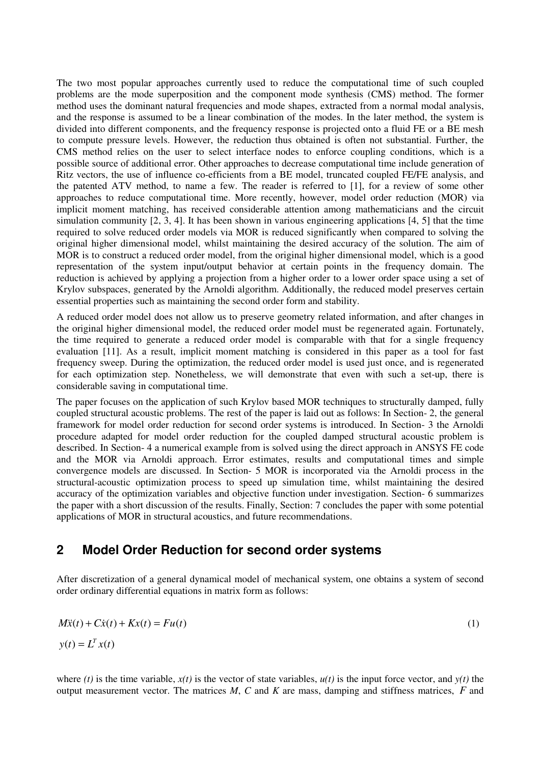The two most popular approaches currently used to reduce the computational time of such coupled problems are the mode superposition and the component mode synthesis (CMS) method. The former method uses the dominant natural frequencies and mode shapes, extracted from a normal modal analysis, and the response is assumed to be a linear combination of the modes. In the later method, the system is divided into different components, and the frequency response is projected onto a fluid FE or a BE mesh to compute pressure levels. However, the reduction thus obtained is often not substantial. Further, the CMS method relies on the user to select interface nodes to enforce coupling conditions, which is a possible source of additional error. Other approaches to decrease computational time include generation of Ritz vectors, the use of influence co-efficients from a BE model, truncated coupled FE/FE analysis, and the patented ATV method, to name a few. The reader is referred to [1], for a review of some other approaches to reduce computational time. More recently, however, model order reduction (MOR) via implicit moment matching, has received considerable attention among mathematicians and the circuit simulation community [2, 3, 4]. It has been shown in various engineering applications [4, 5] that the time required to solve reduced order models via MOR is reduced significantly when compared to solving the original higher dimensional model, whilst maintaining the desired accuracy of the solution. The aim of MOR is to construct a reduced order model, from the original higher dimensional model, which is a good representation of the system input/output behavior at certain points in the frequency domain. The reduction is achieved by applying a projection from a higher order to a lower order space using a set of Krylov subspaces, generated by the Arnoldi algorithm. Additionally, the reduced model preserves certain essential properties such as maintaining the second order form and stability.

A reduced order model does not allow us to preserve geometry related information, and after changes in the original higher dimensional model, the reduced order model must be regenerated again. Fortunately, the time required to generate a reduced order model is comparable with that for a single frequency evaluation [11]. As a result, implicit moment matching is considered in this paper as a tool for fast frequency sweep. During the optimization, the reduced order model is used just once, and is regenerated for each optimization step. Nonetheless, we will demonstrate that even with such a set-up, there is considerable saving in computational time.

The paper focuses on the application of such Krylov based MOR techniques to structurally damped, fully coupled structural acoustic problems. The rest of the paper is laid out as follows: In Section- 2, the general framework for model order reduction for second order systems is introduced. In Section- 3 the Arnoldi procedure adapted for model order reduction for the coupled damped structural acoustic problem is described. In Section- 4 a numerical example from is solved using the direct approach in ANSYS FE code and the MOR via Arnoldi approach. Error estimates, results and computational times and simple convergence models are discussed. In Section- 5 MOR is incorporated via the Arnoldi process in the structural-acoustic optimization process to speed up simulation time, whilst maintaining the desired accuracy of the optimization variables and objective function under investigation. Section- 6 summarizes the paper with a short discussion of the results. Finally, Section: 7 concludes the paper with some potential applications of MOR in structural acoustics, and future recommendations.

## 2 Model Order Reduction for second order systems

After discretization of a general dynamical model of mechanical system, one obtains a system of second order ordinary differential equations in matrix form as follows:

$$M\ddot{x}(t) + C\dot{x}(t) + Kx(t) = Fu(t) \tag{1}$$

$$y(t) = L^T x(t)$$

where *(t)* is the time variable, $x(t)$ is the vector of state variables, $u(t)$ is the input force vector, and $y(t)$ the output measurement vector. The matrices $M$, $C$ and $K$ are mass, damping and stiffness matrices, $F$ and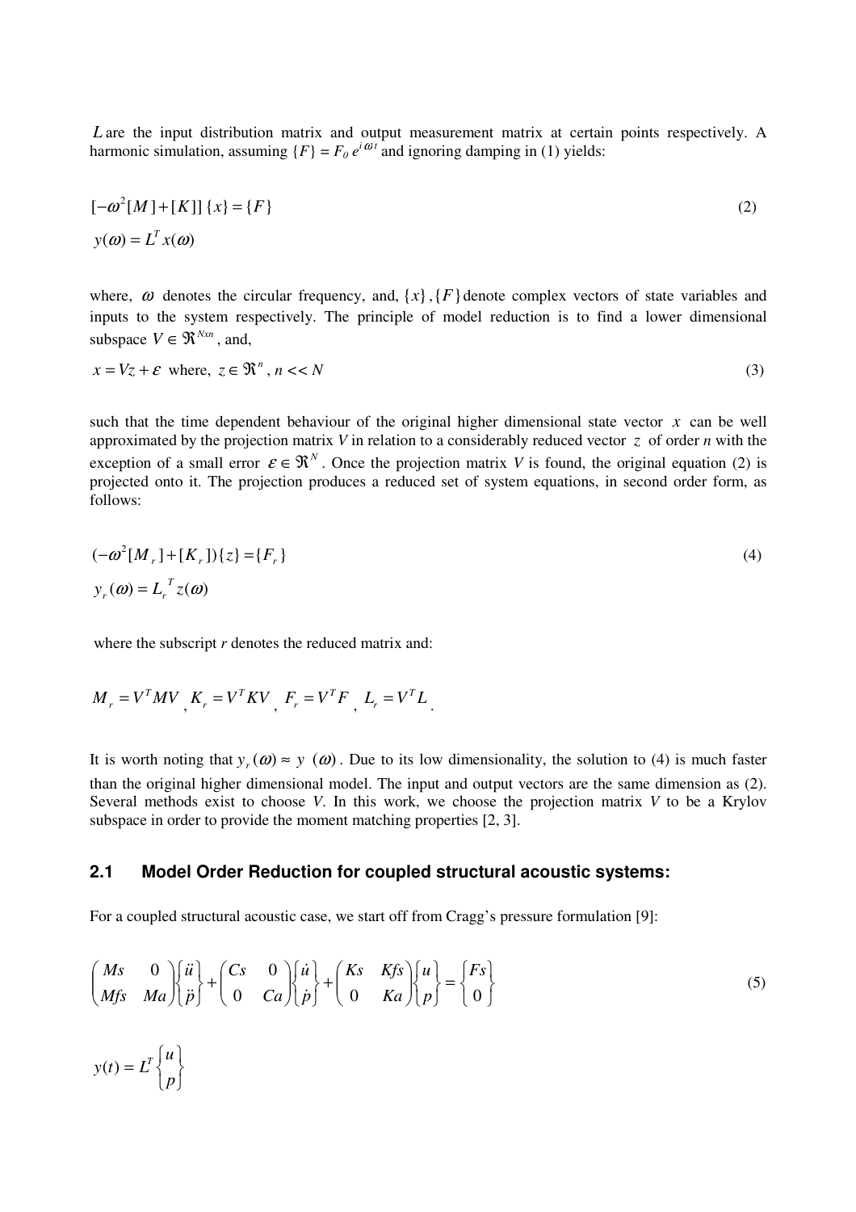$L$ are the input distribution matrix and output measurement matrix at certain points respectively. A harmonic simulation, assuming $\{F\} = F_0\, e^{i\omega t}$ and ignoring damping in (1) yields:

$$[-\omega^2[M]+[K]]\,\{x\}=\{F\} \tag{2}$$

$$y(\omega)=L^T x(\omega)$$

where, $\omega$ denotes the circular frequency, and, $\{x\},\{F\}$ denote complex vectors of state variables and inputs to the system respectively. The principle of model reduction is to find a lower dimensional subspace $V \in \Re^{Nxn}$, and,

$$x = Vz + \varepsilon \text{ where, } z \in \Re^n,\ n << N \tag{3}$$

such that the time dependent behaviour of the original higher dimensional state vector $x$ can be well approximated by the projection matrix $V$ in relation to a considerably reduced vector $z$ of order $n$ with the exception of a small error $\varepsilon \in \Re^N$. Once the projection matrix $V$ is found, the original equation (2) is projected onto it. The projection produces a reduced set of system equations, in second order form, as follows:

$$(-\omega^2[M_r]+[K_r])\{z\}=\{F_r\} \tag{4}$$

$$y_r(\omega)=L_r^{\,T} z(\omega)$$

where the subscript $r$ denotes the reduced matrix and:

$$M_r = V^T M V,\ K_r = V^T K V,\ F_r = V^T F,\ L_r = V^T L.$$

It is worth noting that $y_r(\omega) \approx y\ (\omega)$. Due to its low dimensionality, the solution to (4) is much faster than the original higher dimensional model. The input and output vectors are the same dimension as (2). Several methods exist to choose $V$. In this work, we choose the projection matrix $V$ to be a Krylov subspace in order to provide the moment matching properties [2, 3].

### 2.1 Model Order Reduction for coupled structural acoustic systems:

For a coupled structural acoustic case, we start off from Cragg's pressure formulation [9]:

$$\begin{pmatrix} Ms & 0 \\ Mfs & Ma \end{pmatrix}\begin{Bmatrix} \ddot{u} \\ \ddot{p} \end{Bmatrix} + \begin{pmatrix} Cs & 0 \\ 0 & Ca \end{pmatrix}\begin{Bmatrix} \dot{u} \\ \dot{p} \end{Bmatrix} + \begin{pmatrix} Ks & Kfs \\ 0 & Ka \end{pmatrix}\begin{Bmatrix} u \\ p \end{Bmatrix} = \begin{Bmatrix} Fs \\ 0 \end{Bmatrix} \tag{5}$$

$$y(t) = L^T \begin{Bmatrix} u \\ p \end{Bmatrix}$$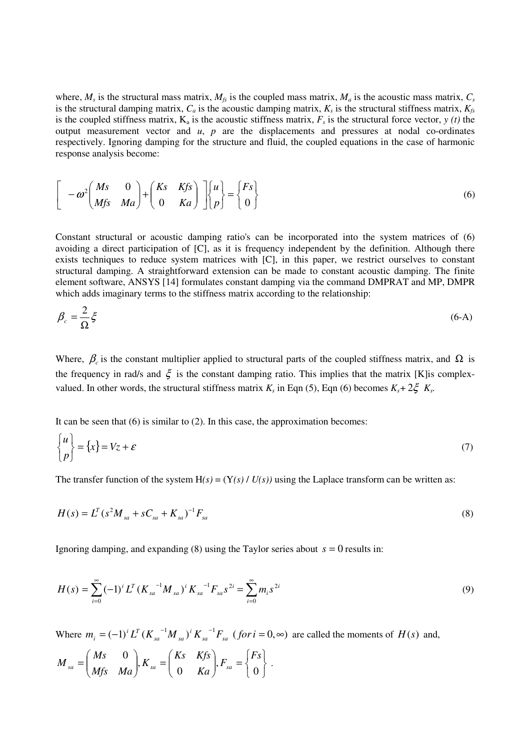where, $M_s$ is the structural mass matrix, $M_{fs}$ is the coupled mass matrix, $M_a$ is the acoustic mass matrix, $C_s$ is the structural damping matrix, $C_a$ is the acoustic damping matrix, $K_s$ is the structural stiffness matrix, $K_{fs}$ is the coupled stiffness matrix, $K_a$ is the acoustic stiffness matrix, $F_s$ is the structural force vector, $y(t)$ the output measurement vector and $u$, $p$ are the displacements and pressures at nodal co-ordinates respectively. Ignoring damping for the structure and fluid, the coupled equations in the case of harmonic response analysis become:

$$\left[ -\omega^2 \begin{pmatrix} Ms & 0 \\ Mfs & Ma \end{pmatrix} + \begin{pmatrix} Ks & Kfs \\ 0 & Ka \end{pmatrix} \right] \begin{Bmatrix} u \\ p \end{Bmatrix} = \begin{Bmatrix} Fs \\ 0 \end{Bmatrix} \tag{6}$$

Constant structural or acoustic damping ratio's can be incorporated into the system matrices of (6) avoiding a direct participation of [C], as it is frequency independent by the definition. Although there exists techniques to reduce system matrices with [C], in this paper, we restrict ourselves to constant structural damping. A straightforward extension can be made to constant acoustic damping. The finite element software, ANSYS [14] formulates constant damping via the command DMPRAT and MP, DMPR which adds imaginary terms to the stiffness matrix according to the relationship:

$$\beta_c = \frac{2}{\Omega}\xi \tag{6-A}$$

Where, $\beta_c$ is the constant multiplier applied to structural parts of the coupled stiffness matrix, and $\Omega$ is the frequency in rad/s and $\xi$ is the constant damping ratio. This implies that the matrix [K]is complex-valued. In other words, the structural stiffness matrix $K_s$ in Eqn (5), Eqn (6) becomes $K_s + 2\xi\ K_s$.

It can be seen that (6) is similar to (2). In this case, the approximation becomes:

$$\begin{Bmatrix} u \\ p \end{Bmatrix} = \{x\} = Vz + \varepsilon \tag{7}$$

The transfer function of the system $H(s) = (Y(s) / U(s))$ using the Laplace transform can be written as:

$$H(s) = L^T (s^2 M_{sa} + sC_{sa} + K_{sa})^{-1} F_{sa} \tag{8}$$

Ignoring damping, and expanding (8) using the Taylor series about $s = 0$ results in:

$$H(s) = \sum_{i=0}^{\infty} (-1)^i L^T (K_{sa}{}^{-1} M_{sa})^i K_{sa}{}^{-1} F_{sa} s^{2i} = \sum_{i=0}^{\infty} m_i s^{2i} \tag{9}$$

Where $m_i = (-1)^i L^T (K_{sa}{}^{-1} M_{sa})^i K_{sa}{}^{-1} F_{sa}\ \ (for\, i = 0, \infty)$ are called the moments of $H(s)$ and,

$$M_{sa} = \begin{pmatrix} Ms & 0 \\ Mfs & Ma \end{pmatrix}, K_{sa} = \begin{pmatrix} Ks & Kfs \\ 0 & Ka \end{pmatrix}, F_{sa} = \begin{Bmatrix} Fs \\ 0 \end{Bmatrix}.$$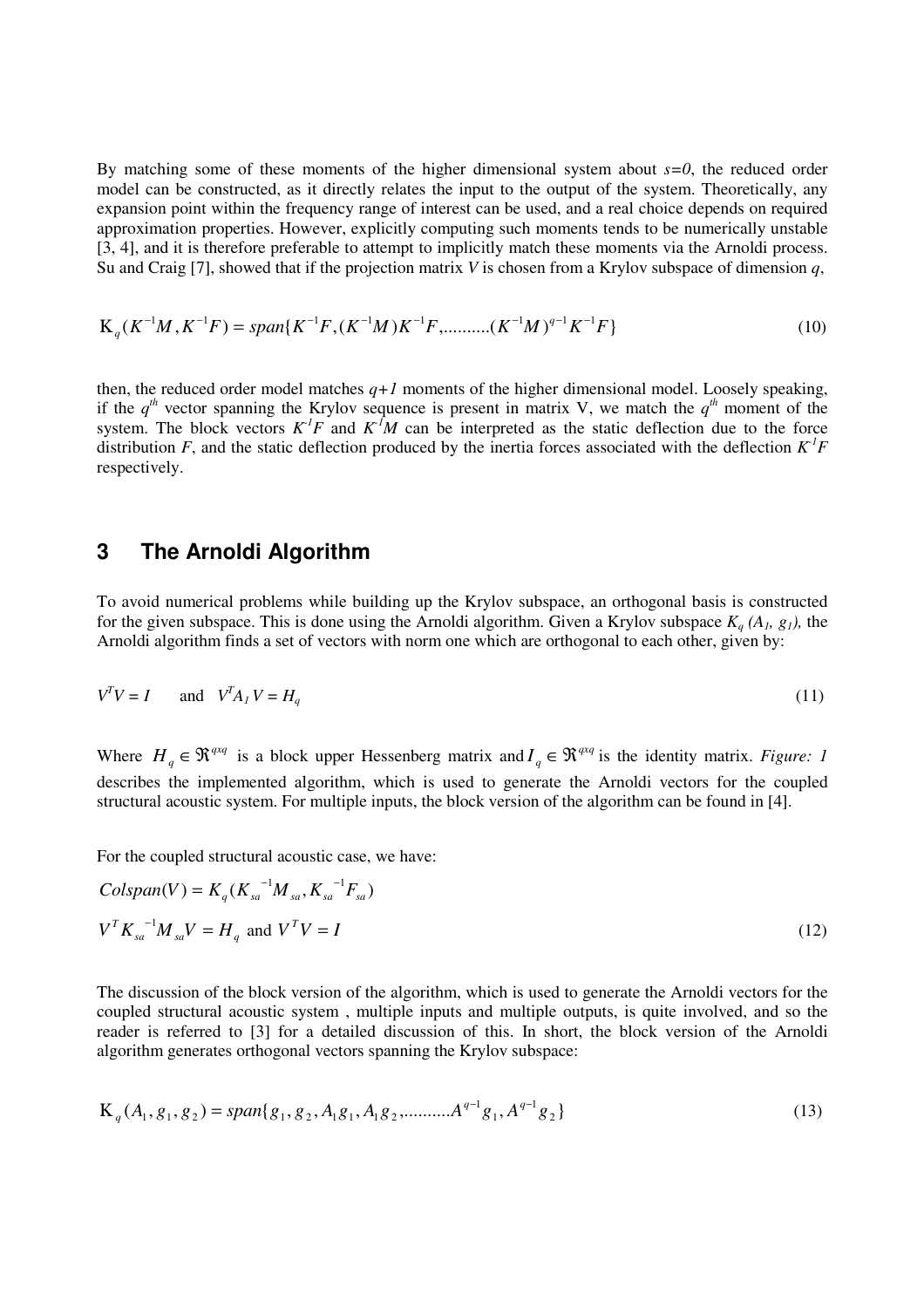By matching some of these moments of the higher dimensional system about $s=0$, the reduced order model can be constructed, as it directly relates the input to the output of the system. Theoretically, any expansion point within the frequency range of interest can be used, and a real choice depends on required approximation properties. However, explicitly computing such moments tends to be numerically unstable [3, 4], and it is therefore preferable to attempt to implicitly match these moments via the Arnoldi process. Su and Craig [7], showed that if the projection matrix $V$ is chosen from a Krylov subspace of dimension $q$,

$$\mathrm{K}_q(K^{-1}M, K^{-1}F) = span\{K^{-1}F, (K^{-1}M)K^{-1}F, .......... (K^{-1}M)^{q-1}K^{-1}F\} \tag{10}$$

then, the reduced order model matches $q+1$ moments of the higher dimensional model. Loosely speaking, if the $q^{th}$ vector spanning the Krylov sequence is present in matrix V, we match the $q^{th}$ moment of the system. The block vectors $K^{-1}F$ and $K^{-1}M$ can be interpreted as the static deflection due to the force distribution $F$, and the static deflection produced by the inertia forces associated with the deflection $K^{-1}F$ respectively.

## 3 The Arnoldi Algorithm

To avoid numerical problems while building up the Krylov subspace, an orthogonal basis is constructed for the given subspace. This is done using the Arnoldi algorithm. Given a Krylov subspace $K_q(A_1, g_1)$, the Arnoldi algorithm finds a set of vectors with norm one which are orthogonal to each other, given by:

$$V^T V = I \quad \text{and} \quad V^T A_1 V = H_q \tag{11}$$

Where $H_q \in \Re^{qxq}$ is a block upper Hessenberg matrix and $I_q \in \Re^{qxq}$ is the identity matrix. *Figure: 1* describes the implemented algorithm, which is used to generate the Arnoldi vectors for the coupled structural acoustic system. For multiple inputs, the block version of the algorithm can be found in [4].

For the coupled structural acoustic case, we have:

$$Colspan(V) = K_q({K_{sa}}^{-1}M_{sa}, {K_{sa}}^{-1}F_{sa})$$
$$V^T {K_{sa}}^{-1}M_{sa}V = H_q \text{ and } V^T V = I \tag{12}$$

The discussion of the block version of the algorithm, which is used to generate the Arnoldi vectors for the coupled structural acoustic system , multiple inputs and multiple outputs, is quite involved, and so the reader is referred to [3] for a detailed discussion of this. In short, the block version of the Arnoldi algorithm generates orthogonal vectors spanning the Krylov subspace:

$$\mathrm{K}_q(A_1, g_1, g_2) = span\{g_1, g_2, A_1 g_1, A_1 g_2, .......... A^{q-1}g_1, A^{q-1}g_2\} \tag{13}$$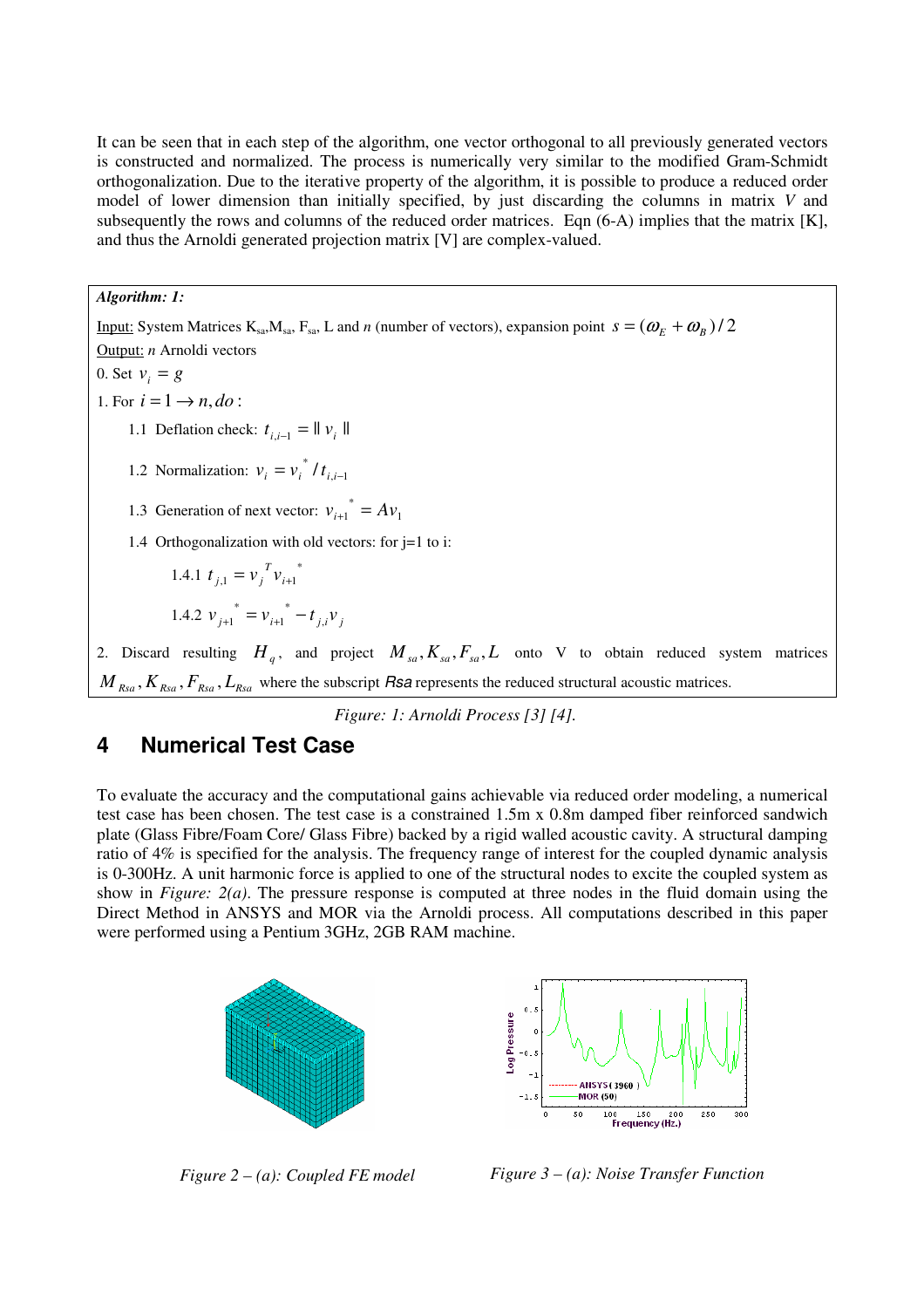It can be seen that in each step of the algorithm, one vector orthogonal to all previously generated vectors is constructed and normalized. The process is numerically very similar to the modified Gram-Schmidt orthogonalization. Due to the iterative property of the algorithm, it is possible to produce a reduced order model of lower dimension than initially specified, by just discarding the columns in matrix *V* and subsequently the rows and columns of the reduced order matrices. Eqn (6-A) implies that the matrix [K], and thus the Arnoldi generated projection matrix [V] are complex-valued.

**Algorithm: 1:**

Input: System Matrices $K_{sa}$,$M_{sa}$, $F_{sa}$, L and *n* (number of vectors), expansion point $s = (\omega_E + \omega_B)/2$

Output: *n* Arnoldi vectors

0. Set $v_i = g$

1. For $i = 1 \rightarrow n, do:$

    1.1 Deflation check: $t_{i,i-1} = \| v_i \|$

    1.2 Normalization: $v_i = v_i^* / t_{i,i-1}$

    1.3 Generation of next vector: $v_{i+1}^* = Av_1$

    1.4 Orthogonalization with old vectors: for j=1 to i:

        1.4.1 $t_{j,1} = v_j^T v_{i+1}^*$

        1.4.2 $v_{j+1}^* = v_{i+1}^* - t_{j,i} v_j$

2. Discard resulting $H_q$, and project $M_{sa}, K_{sa}, F_{sa}, L$ onto V to obtain reduced system matrices $M_{Rsa}, K_{Rsa}, F_{Rsa}, L_{Rsa}$ where the subscript *Rsa* represents the reduced structural acoustic matrices.

*Figure: 1: Arnoldi Process [3] [4].*

# 4 Numerical Test Case

To evaluate the accuracy and the computational gains achievable via reduced order modeling, a numerical test case has been chosen. The test case is a constrained 1.5m x 0.8m damped fiber reinforced sandwich plate (Glass Fibre/Foam Core/ Glass Fibre) backed by a rigid walled acoustic cavity. A structural damping ratio of 4% is specified for the analysis. The frequency range of interest for the coupled dynamic analysis is 0-300Hz. A unit harmonic force is applied to one of the structural nodes to excite the coupled system as show in *Figure: 2(a)*. The pressure response is computed at three nodes in the fluid domain using the Direct Method in ANSYS and MOR via the Arnoldi process. All computations described in this paper were performed using a Pentium 3GHz, 2GB RAM machine.

*Figure 2 – (a): Coupled FE model*

*Figure 3 – (a): Noise Transfer Function*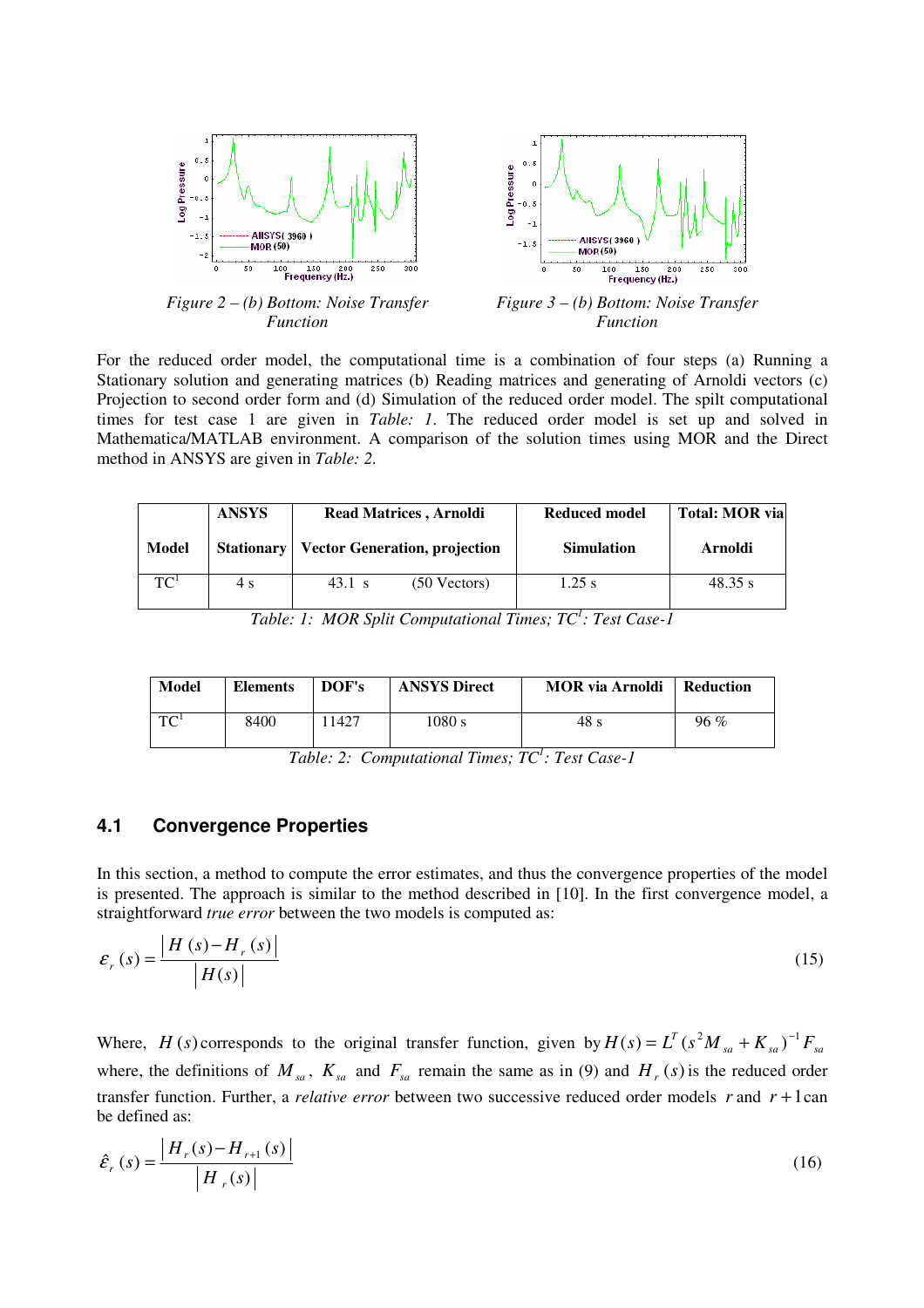*Figure 2 – (b) Bottom: Noise Transfer Function*

*Figure 3 – (b) Bottom: Noise Transfer Function*

For the reduced order model, the computational time is a combination of four steps (a) Running a Stationary solution and generating matrices (b) Reading matrices and generating of Arnoldi vectors (c) Projection to second order form and (d) Simulation of the reduced order model. The spilt computational times for test case 1 are given in *Table: 1*. The reduced order model is set up and solved in Mathematica/MATLAB environment. A comparison of the solution times using MOR and the Direct method in ANSYS are given in *Table: 2.*

| Model | ANSYS Stationary | Read Matrices , Arnoldi Vector Generation, projection | Reduced model Simulation | Total: MOR via Arnoldi |
|---|---|---|---|---|
| TC[1] | 4 s | 43.1 s (50 Vectors) | 1.25 s | 48.35 s |

*Table: 1: MOR Split Computational Times; TC[1]: Test Case-1*

| Model | Elements | DOF's | ANSYS Direct | MOR via Arnoldi | Reduction |
|---|---|---|---|---|---|
| TC[1] | 8400 | 11427 | 1080 s | 48 s | 96 % |

*Table: 2: Computational Times; TC[1]: Test Case-1*

### 4.1 Convergence Properties

In this section, a method to compute the error estimates, and thus the convergence properties of the model is presented. The approach is similar to the method described in [10]. In the first convergence model, a straightforward *true error* between the two models is computed as:

$$\varepsilon_r(s) = \frac{|H(s) - H_r(s)|}{|H(s)|} \tag{15}$$

Where, $H(s)$ corresponds to the original transfer function, given by $H(s) = L^T(s^2 M_{sa} + K_{sa})^{-1} F_{sa}$ where, the definitions of $M_{sa}$, $K_{sa}$ and $F_{sa}$ remain the same as in (9) and $H_r(s)$ is the reduced order transfer function. Further, a *relative error* between two successive reduced order models $r$ and $r+1$ can be defined as:

$$\hat{\varepsilon}_r(s) = \frac{|H_r(s) - H_{r+1}(s)|}{|H_r(s)|} \tag{16}$$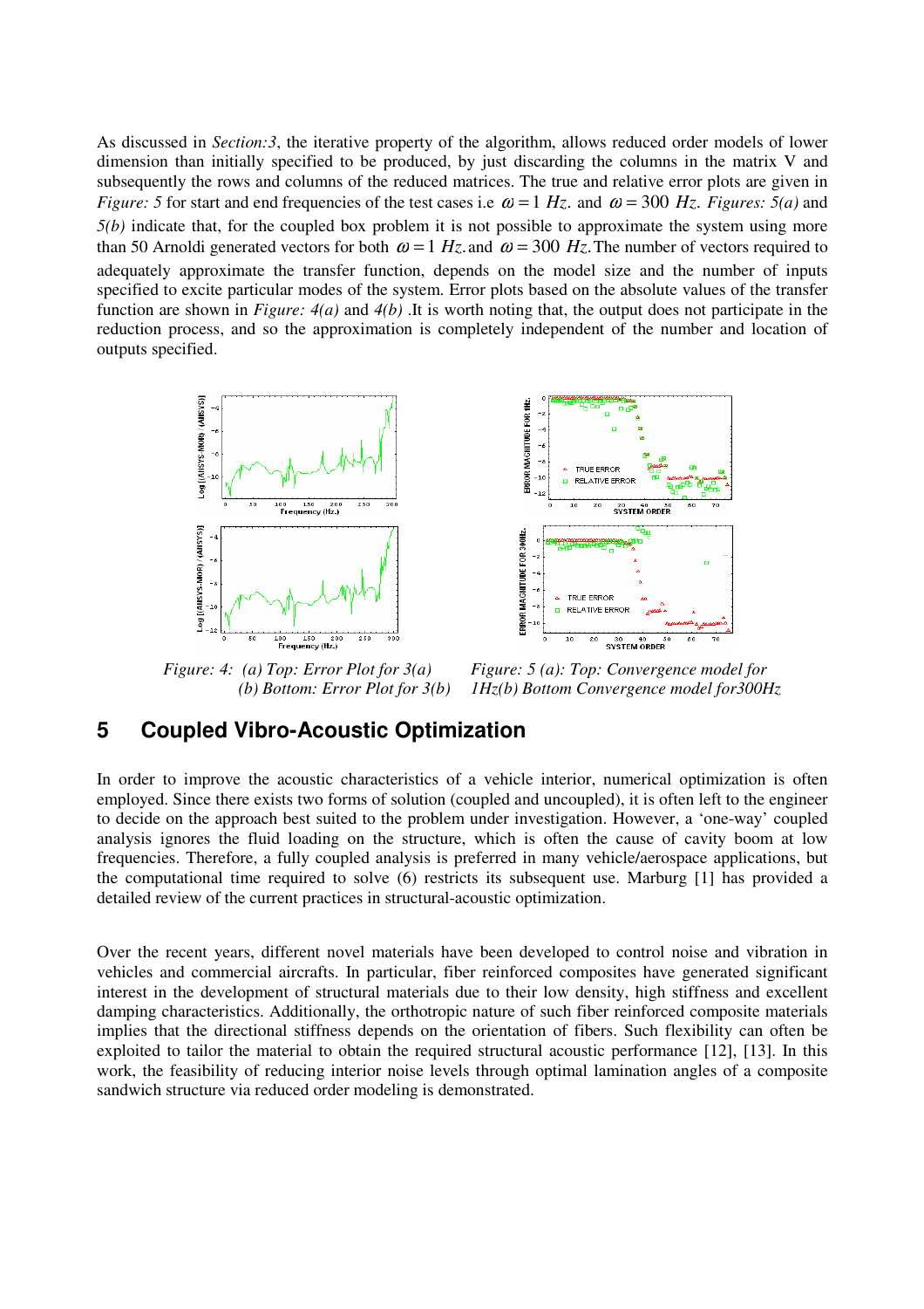As discussed in *Section:3*, the iterative property of the algorithm, allows reduced order models of lower dimension than initially specified to be produced, by just discarding the columns in the matrix V and subsequently the rows and columns of the reduced matrices. The true and relative error plots are given in *Figure: 5* for start and end frequencies of the test cases i.e $\omega = 1\ Hz.$ and $\omega = 300\ Hz.$ *Figures: 5(a)* and *5(b)* indicate that, for the coupled box problem it is not possible to approximate the system using more than 50 Arnoldi generated vectors for both $\omega = 1\ Hz.$ and $\omega = 300\ Hz.$ The number of vectors required to adequately approximate the transfer function, depends on the model size and the number of inputs specified to excite particular modes of the system. Error plots based on the absolute values of the transfer function are shown in *Figure: 4(a)* and *4(b)* .It is worth noting that, the output does not participate in the reduction process, and so the approximation is completely independent of the number and location of outputs specified.

*Figure: 4: (a) Top: Error Plot for 3(a) (b) Bottom: Error Plot for 3(b)*

*Figure: 5 (a): Top: Convergence model for 1Hz(b) Bottom Convergence model for300Hz*

## 5 Coupled Vibro-Acoustic Optimization

In order to improve the acoustic characteristics of a vehicle interior, numerical optimization is often employed. Since there exists two forms of solution (coupled and uncoupled), it is often left to the engineer to decide on the approach best suited to the problem under investigation. However, a 'one-way' coupled analysis ignores the fluid loading on the structure, which is often the cause of cavity boom at low frequencies. Therefore, a fully coupled analysis is preferred in many vehicle/aerospace applications, but the computational time required to solve (6) restricts its subsequent use. Marburg [1] has provided a detailed review of the current practices in structural-acoustic optimization.

Over the recent years, different novel materials have been developed to control noise and vibration in vehicles and commercial aircrafts. In particular, fiber reinforced composites have generated significant interest in the development of structural materials due to their low density, high stiffness and excellent damping characteristics. Additionally, the orthotropic nature of such fiber reinforced composite materials implies that the directional stiffness depends on the orientation of fibers. Such flexibility can often be exploited to tailor the material to obtain the required structural acoustic performance [12], [13]. In this work, the feasibility of reducing interior noise levels through optimal lamination angles of a composite sandwich structure via reduced order modeling is demonstrated.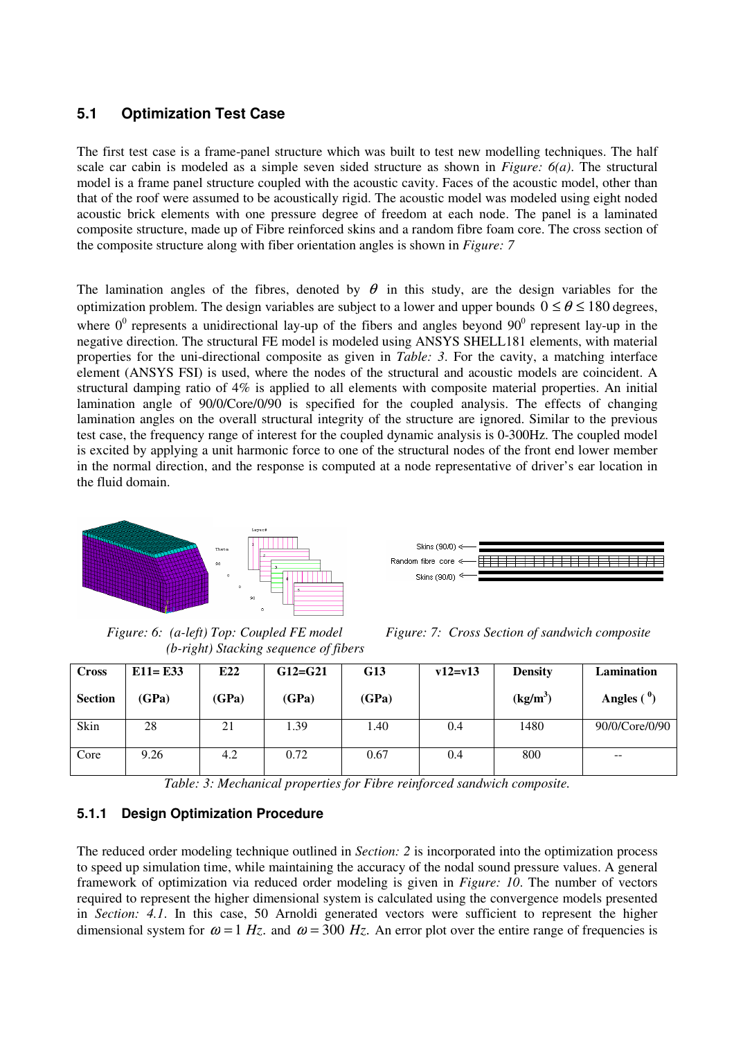### 5.1 Optimization Test Case

The first test case is a frame-panel structure which was built to test new modelling techniques. The half scale car cabin is modeled as a simple seven sided structure as shown in *Figure: 6(a)*. The structural model is a frame panel structure coupled with the acoustic cavity. Faces of the acoustic model, other than that of the roof were assumed to be acoustically rigid. The acoustic model was modeled using eight noded acoustic brick elements with one pressure degree of freedom at each node. The panel is a laminated composite structure, made up of Fibre reinforced skins and a random fibre foam core. The cross section of the composite structure along with fiber orientation angles is shown in *Figure: 7*

The lamination angles of the fibres, denoted by $\theta$ in this study, are the design variables for the optimization problem. The design variables are subject to a lower and upper bounds $0 \leq \theta \leq 180$ degrees, where $0^0$ represents a unidirectional lay-up of the fibers and angles beyond $90^0$ represent lay-up in the negative direction. The structural FE model is modeled using ANSYS SHELL181 elements, with material properties for the uni-directional composite as given in *Table: 3*. For the cavity, a matching interface element (ANSYS FSI) is used, where the nodes of the structural and acoustic models are coincident. A structural damping ratio of 4% is applied to all elements with composite material properties. An initial lamination angle of 90/0/Core/0/90 is specified for the coupled analysis. The effects of changing lamination angles on the overall structural integrity of the structure are ignored. Similar to the previous test case, the frequency range of interest for the coupled dynamic analysis is 0-300Hz. The coupled model is excited by applying a unit harmonic force to one of the structural nodes of the front end lower member in the normal direction, and the response is computed at a node representative of driver's ear location in the fluid domain.

*Figure: 6: (a-left) Top: Coupled FE model (b-right) Stacking sequence of fibers*

*Figure: 7: Cross Section of sandwich composite*

| Cross Section | E11= E33 (GPa) | E22 (GPa) | G12=G21 (GPa) | G13 (GPa) | v12=v13 | Density (kg/m$^3$) | Lamination Angles ($^0$) |
|---|---|---|---|---|---|---|---|
| Skin | 28 | 21 | 1.39 | 1.40 | 0.4 | 1480 | 90/0/Core/0/90 |
| Core | 9.26 | 4.2 | 0.72 | 0.67 | 0.4 | 800 | -- |

*Table: 3: Mechanical properties for Fibre reinforced sandwich composite.*

#### 5.1.1 Design Optimization Procedure

The reduced order modeling technique outlined in *Section: 2* is incorporated into the optimization process to speed up simulation time, while maintaining the accuracy of the nodal sound pressure values. A general framework of optimization via reduced order modeling is given in *Figure: 10*. The number of vectors required to represent the higher dimensional system is calculated using the convergence models presented in *Section: 4.1*. In this case, 50 Arnoldi generated vectors were sufficient to represent the higher dimensional system for $\omega = 1\ Hz.$ and $\omega = 300\ Hz.$ An error plot over the entire range of frequencies is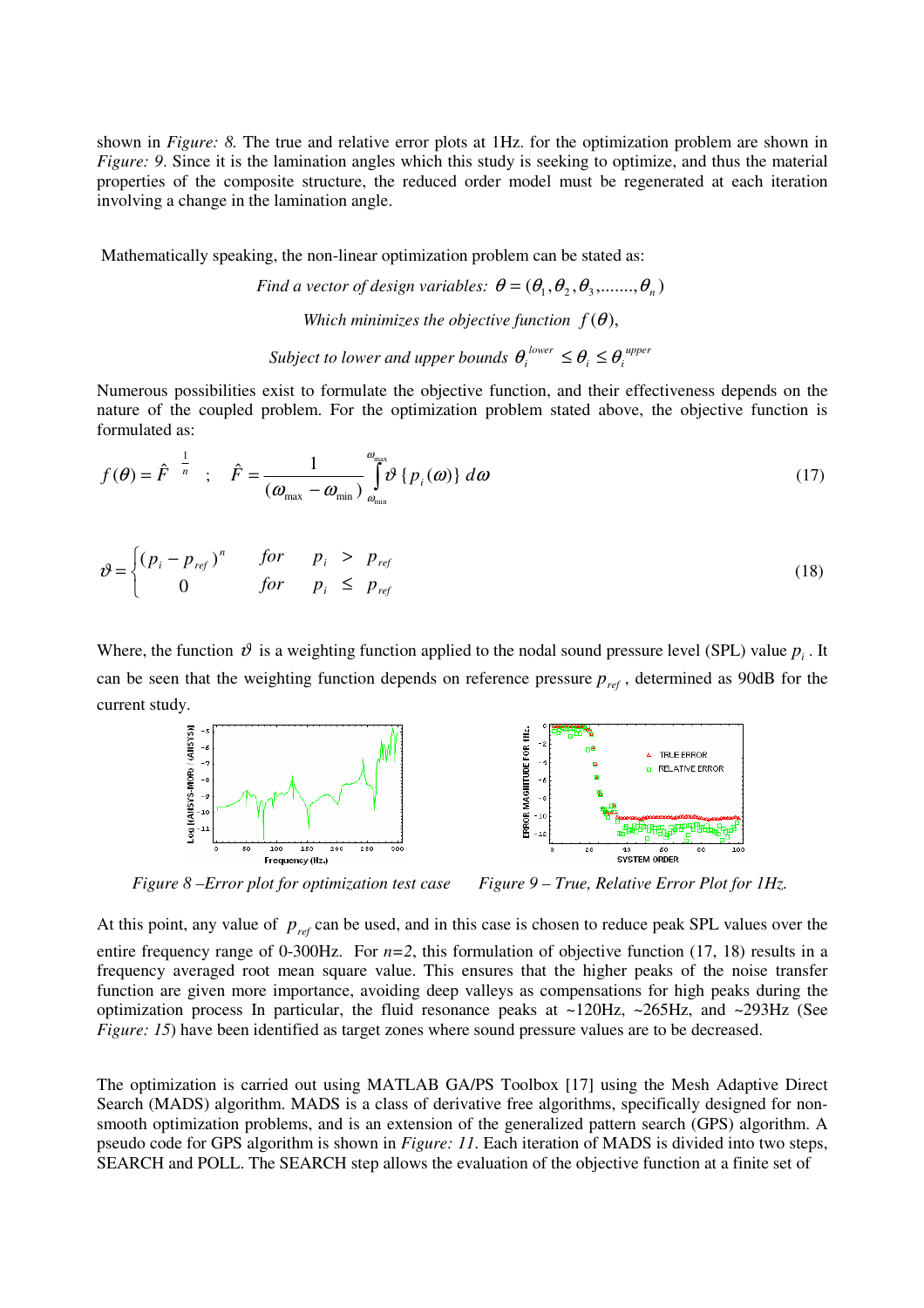shown in *Figure: 8.* The true and relative error plots at 1Hz. for the optimization problem are shown in *Figure: 9*. Since it is the lamination angles which this study is seeking to optimize, and thus the material properties of the composite structure, the reduced order model must be regenerated at each iteration involving a change in the lamination angle.

Mathematically speaking, the non-linear optimization problem can be stated as:

*Find a vector of design variables:* $\theta = (\theta_1, \theta_2, \theta_3, ........, \theta_n)$

*Which minimizes the objective function* $f(\theta)$,

*Subject to lower and upper bounds* $\theta_i^{lower} \leq \theta_i \leq \theta_i^{upper}$

Numerous possibilities exist to formulate the objective function, and their effectiveness depends on the nature of the coupled problem. For the optimization problem stated above, the objective function is formulated as:

$$f(\theta) = \hat{F}^{\frac{1}{n}} \quad ; \quad \hat{F} = \frac{1}{(\omega_{\max} - \omega_{\min})} \int_{\omega_{\min}}^{\omega_{\max}} \vartheta \{p_i(\omega)\}\, d\omega \tag{17}$$

$$\vartheta = \begin{cases} (p_i - p_{ref})^n & for \quad p_i \;>\; p_{ref} \\ 0 & for \quad p_i \;\leq\; p_{ref} \end{cases} \tag{18}$$

Where, the function $\vartheta$ is a weighting function applied to the nodal sound pressure level (SPL) value $p_i$. It can be seen that the weighting function depends on reference pressure $p_{ref}$, determined as 90dB for the current study.

*Figure 8 –Error plot for optimization test case*

*Figure 9 – True, Relative Error Plot for 1Hz.*

At this point, any value of $p_{ref}$ can be used, and in this case is chosen to reduce peak SPL values over the entire frequency range of 0-300Hz. For *n=2*, this formulation of objective function (17, 18) results in a frequency averaged root mean square value. This ensures that the higher peaks of the noise transfer function are given more importance, avoiding deep valleys as compensations for high peaks during the optimization process In particular, the fluid resonance peaks at ~120Hz, ~265Hz, and ~293Hz (See *Figure: 15*) have been identified as target zones where sound pressure values are to be decreased.

The optimization is carried out using MATLAB GA/PS Toolbox [17] using the Mesh Adaptive Direct Search (MADS) algorithm. MADS is a class of derivative free algorithms, specifically designed for non-smooth optimization problems, and is an extension of the generalized pattern search (GPS) algorithm. A pseudo code for GPS algorithm is shown in *Figure: 11*. Each iteration of MADS is divided into two steps, SEARCH and POLL. The SEARCH step allows the evaluation of the objective function at a finite set of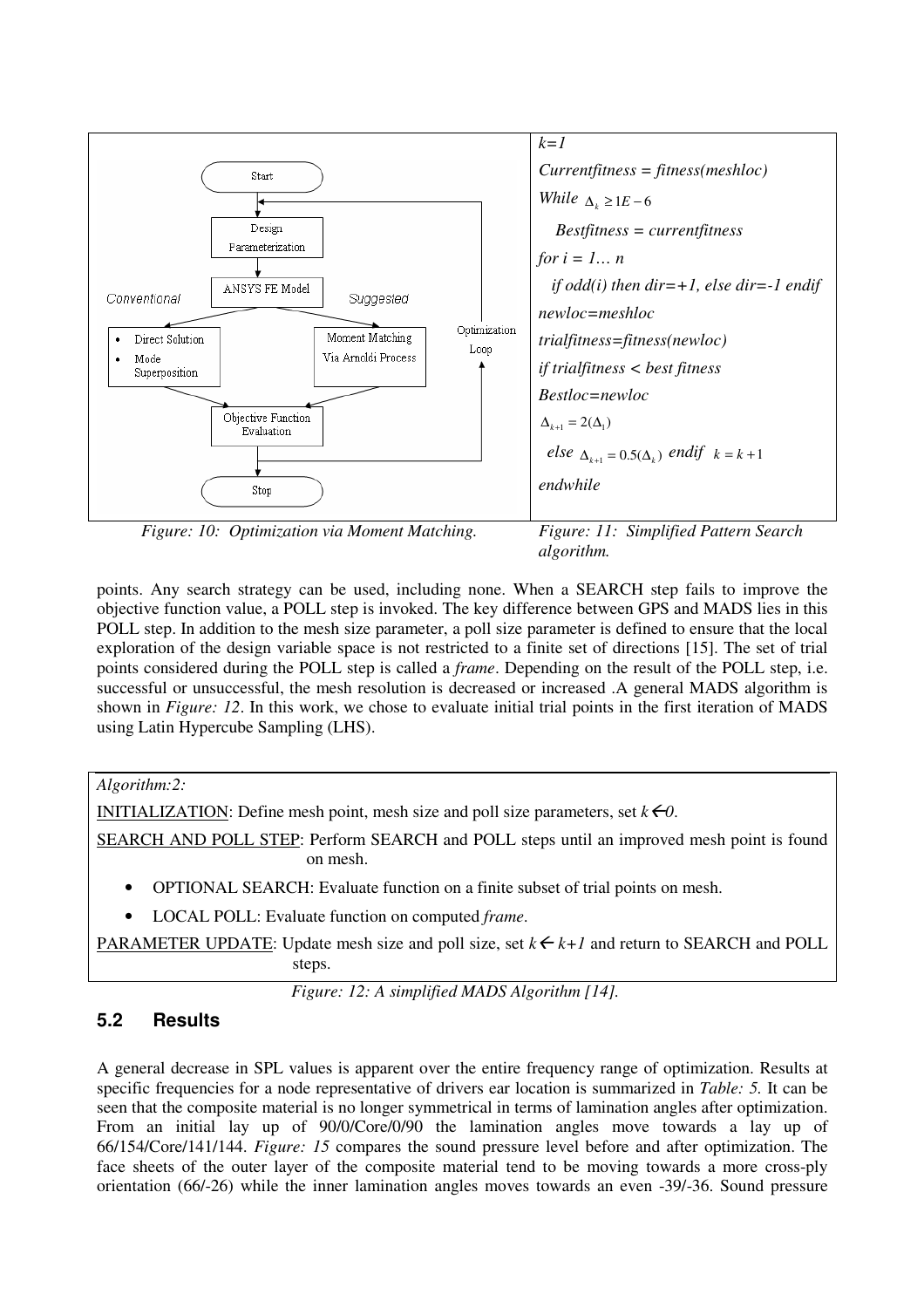| Start → Design Parameterization → ANSYS FE Model → Conventional: Direct Solution, Mode Superposition / Suggested: Moment Matching Via Arnoldi Process → Objective Function Evaluation → Optimization Loop → Stop | *k=1*<br>*Currentfitness = fitness(meshloc)*<br>*While* $\Delta_k \geq 1E-6$<br>*Bestfitness = currentfitness*<br>*for i = 1… n*<br>*if odd(i) then dir=+1, else dir=-1 endif*<br>*newloc=meshloc*<br>*trialfitness=fitness(newloc)*<br>*if trialfitness < best fitness*<br>*Bestloc=newloc*<br>$\Delta_{k+1} = 2(\Delta_1)$<br>*else* $\Delta_{k+1} = 0.5(\Delta_k)$ *endif* $k = k+1$<br>*endwhile* |
|---|---|

*Figure: 10: Optimization via Moment Matching.*

*Figure: 11: Simplified Pattern Search algorithm.*

points. Any search strategy can be used, including none. When a SEARCH step fails to improve the objective function value, a POLL step is invoked. The key difference between GPS and MADS lies in this POLL step. In addition to the mesh size parameter, a poll size parameter is defined to ensure that the local exploration of the design variable space is not restricted to a finite set of directions [15]. The set of trial points considered during the POLL step is called a *frame*. Depending on the result of the POLL step, i.e. successful or unsuccessful, the mesh resolution is decreased or increased .A general MADS algorithm is shown in *Figure: 12*. In this work, we chose to evaluate initial trial points in the first iteration of MADS using Latin Hypercube Sampling (LHS).

*Algorithm:2:*

INITIALIZATION: Define mesh point, mesh size and poll size parameters, set $k \leftarrow 0$.

SEARCH AND POLL STEP: Perform SEARCH and POLL steps until an improved mesh point is found on mesh.

- OPTIONAL SEARCH: Evaluate function on a finite subset of trial points on mesh.
- LOCAL POLL: Evaluate function on computed *frame*.

PARAMETER UPDATE: Update mesh size and poll size, set $k \leftarrow k+1$ and return to SEARCH and POLL steps.

*Figure: 12: A simplified MADS Algorithm [14].*

## 5.2 Results

A general decrease in SPL values is apparent over the entire frequency range of optimization. Results at specific frequencies for a node representative of drivers ear location is summarized in *Table: 5*. It can be seen that the composite material is no longer symmetrical in terms of lamination angles after optimization. From an initial lay up of 90/0/Core/0/90 the lamination angles move towards a lay up of 66/154/Core/141/144. *Figure: 15* compares the sound pressure level before and after optimization. The face sheets of the outer layer of the composite material tend to be moving towards a more cross-ply orientation (66/-26) while the inner lamination angles moves towards an even -39/-36. Sound pressure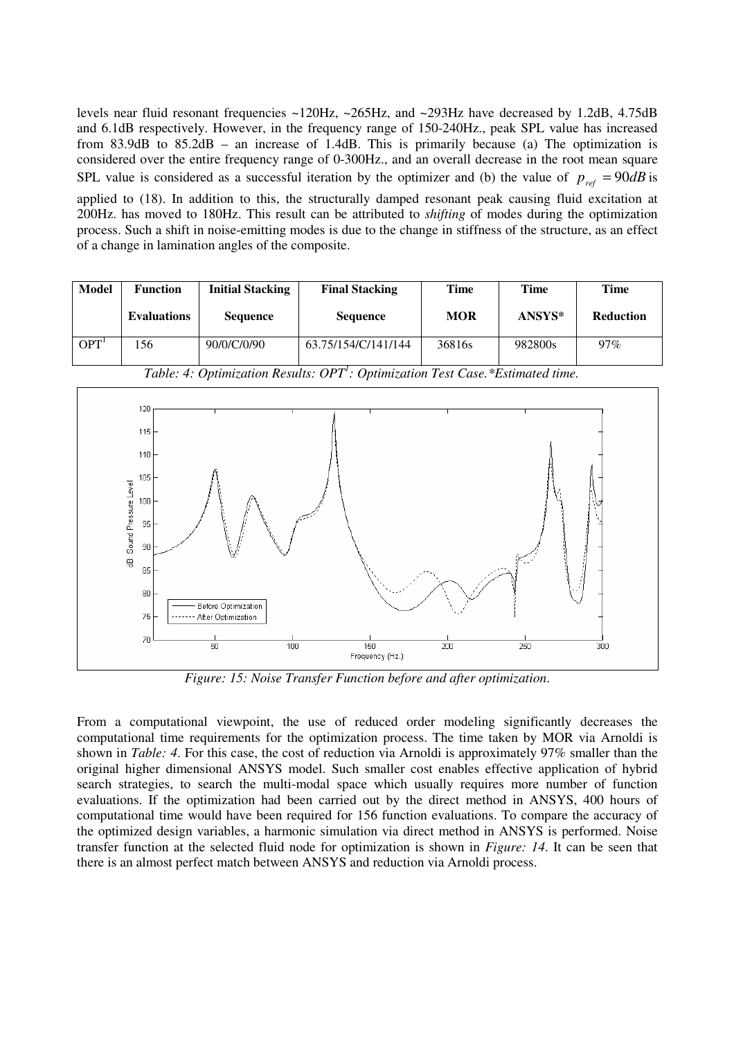levels near fluid resonant frequencies ~120Hz, ~265Hz, and ~293Hz have decreased by 1.2dB, 4.75dB and 6.1dB respectively. However, in the frequency range of 150-240Hz., peak SPL value has increased from 83.9dB to 85.2dB – an increase of 1.4dB. This is primarily because (a) The optimization is considered over the entire frequency range of 0-300Hz., and an overall decrease in the root mean square SPL value is considered as a successful iteration by the optimizer and (b) the value of $p_{ref} = 90dB$ is applied to (18). In addition to this, the structurally damped resonant peak causing fluid excitation at 200Hz. has moved to 180Hz. This result can be attributed to *shifting* of modes during the optimization process. Such a shift in noise-emitting modes is due to the change in stiffness of the structure, as an effect of a change in lamination angles of the composite.

| Model | Function Evaluations | Initial Stacking Sequence | Final Stacking Sequence | Time MOR | Time ANSYS* | Time Reduction |
|---|---|---|---|---|---|---|
| OPT[1] | 156 | 90/0/C/0/90 | 63.75/154/C/141/144 | 36816s | 982800s | 97% |

*Table: 4: Optimization Results: OPT[1]: Optimization Test Case.\*Estimated time.*

*Figure: 15: Noise Transfer Function before and after optimization.*

From a computational viewpoint, the use of reduced order modeling significantly decreases the computational time requirements for the optimization process. The time taken by MOR via Arnoldi is shown in *Table: 4*. For this case, the cost of reduction via Arnoldi is approximately 97% smaller than the original higher dimensional ANSYS model. Such smaller cost enables effective application of hybrid search strategies, to search the multi-modal space which usually requires more number of function evaluations. If the optimization had been carried out by the direct method in ANSYS, 400 hours of computational time would have been required for 156 function evaluations. To compare the accuracy of the optimized design variables, a harmonic simulation via direct method in ANSYS is performed. Noise transfer function at the selected fluid node for optimization is shown in *Figure: 14*. It can be seen that there is an almost perfect match between ANSYS and reduction via Arnoldi process.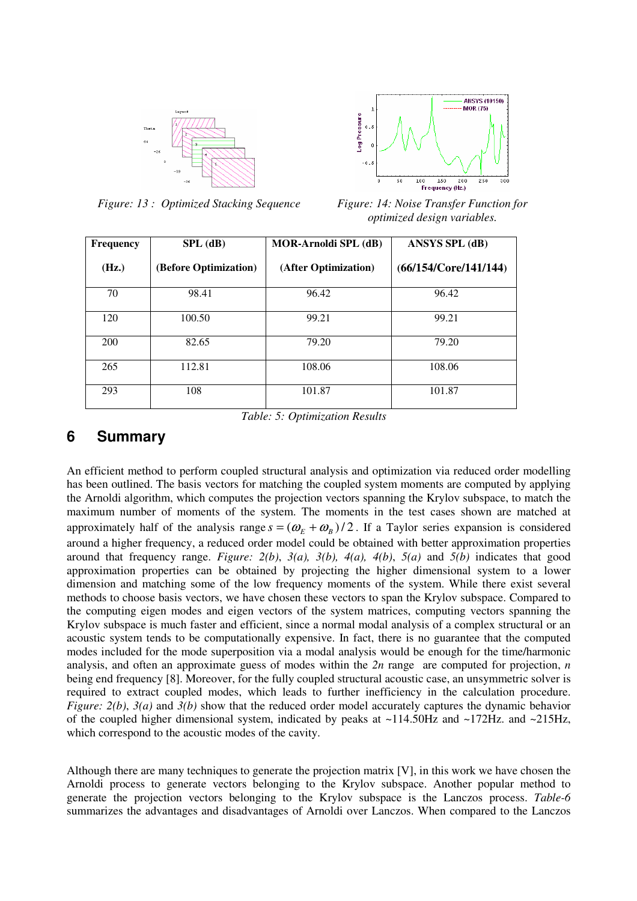Figure: 13 : Optimized Stacking Sequence

Figure: 14: Noise Transfer Function for optimized design variables.

| Frequency (Hz.) | SPL (dB) (Before Optimization) | MOR-Arnoldi SPL (dB) (After Optimization) | ANSYS SPL (dB) (66/154/Core/141/144) |
|---|---|---|---|
| 70 | 98.41 | 96.42 | 96.42 |
| 120 | 100.50 | 99.21 | 99.21 |
| 200 | 82.65 | 79.20 | 79.20 |
| 265 | 112.81 | 108.06 | 108.06 |
| 293 | 108 | 101.87 | 101.87 |

*Table: 5: Optimization Results*

## 6 Summary

An efficient method to perform coupled structural analysis and optimization via reduced order modelling has been outlined. The basis vectors for matching the coupled system moments are computed by applying the Arnoldi algorithm, which computes the projection vectors spanning the Krylov subspace, to match the maximum number of moments of the system. The moments in the test cases shown are matched at approximately half of the analysis range $s = (\omega_E + \omega_B)/2$. If a Taylor series expansion is considered around a higher frequency, a reduced order model could be obtained with better approximation properties around that frequency range. *Figure: 2(b)*, *3(a)*, *3(b)*, *4(a)*, *4(b)*, *5(a)* and *5(b)* indicates that good approximation properties can be obtained by projecting the higher dimensional system to a lower dimension and matching some of the low frequency moments of the system. While there exist several methods to choose basis vectors, we have chosen these vectors to span the Krylov subspace. Compared to the computing eigen modes and eigen vectors of the system matrices, computing vectors spanning the Krylov subspace is much faster and efficient, since a normal modal analysis of a complex structural or an acoustic system tends to be computationally expensive. In fact, there is no guarantee that the computed modes included for the mode superposition via a modal analysis would be enough for the time/harmonic analysis, and often an approximate guess of modes within the *2n* range are computed for projection, *n* being end frequency [8]. Moreover, for the fully coupled structural acoustic case, an unsymmetric solver is required to extract coupled modes, which leads to further inefficiency in the calculation procedure. *Figure: 2(b)*, *3(a)* and *3(b)* show that the reduced order model accurately captures the dynamic behavior of the coupled higher dimensional system, indicated by peaks at ~114.50Hz and ~172Hz. and ~215Hz, which correspond to the acoustic modes of the cavity.

Although there are many techniques to generate the projection matrix [V], in this work we have chosen the Arnoldi process to generate vectors belonging to the Krylov subspace. Another popular method to generate the projection vectors belonging to the Krylov subspace is the Lanczos process. *Table-6* summarizes the advantages and disadvantages of Arnoldi over Lanczos. When compared to the Lanczos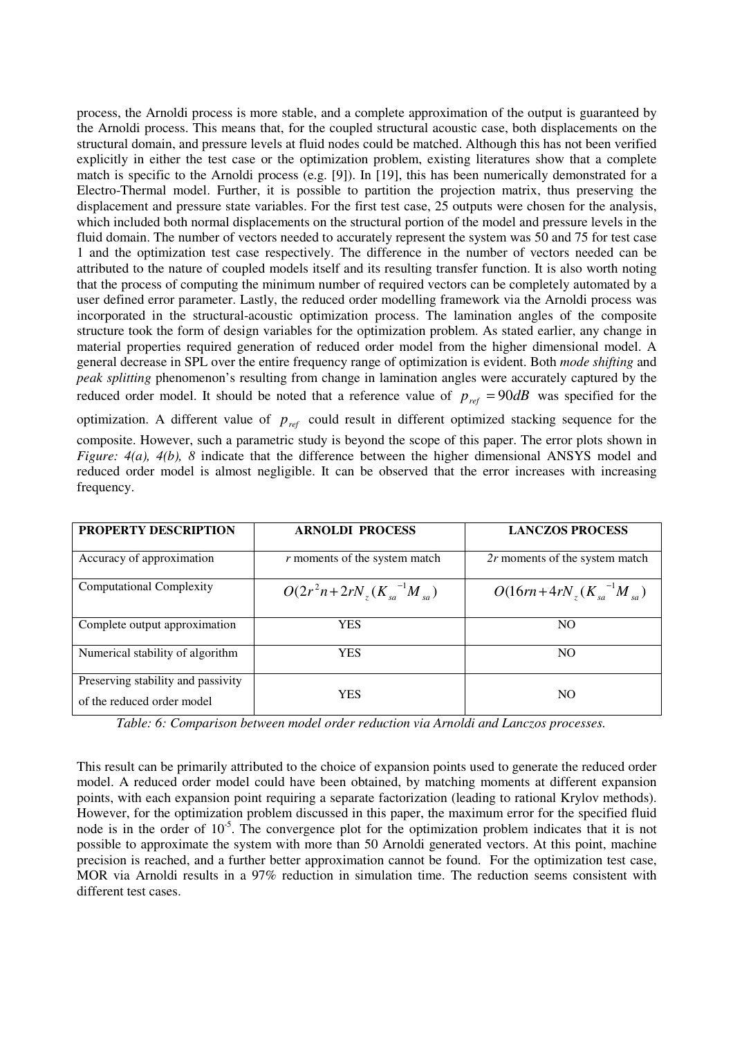process, the Arnoldi process is more stable, and a complete approximation of the output is guaranteed by the Arnoldi process. This means that, for the coupled structural acoustic case, both displacements on the structural domain, and pressure levels at fluid nodes could be matched. Although this has not been verified explicitly in either the test case or the optimization problem, existing literatures show that a complete match is specific to the Arnoldi process (e.g. [9]). In [19], this has been numerically demonstrated for a Electro-Thermal model. Further, it is possible to partition the projection matrix, thus preserving the displacement and pressure state variables. For the first test case, 25 outputs were chosen for the analysis, which included both normal displacements on the structural portion of the model and pressure levels in the fluid domain. The number of vectors needed to accurately represent the system was 50 and 75 for test case 1 and the optimization test case respectively. The difference in the number of vectors needed can be attributed to the nature of coupled models itself and its resulting transfer function. It is also worth noting that the process of computing the minimum number of required vectors can be completely automated by a user defined error parameter. Lastly, the reduced order modelling framework via the Arnoldi process was incorporated in the structural-acoustic optimization process. The lamination angles of the composite structure took the form of design variables for the optimization problem. As stated earlier, any change in material properties required generation of reduced order model from the higher dimensional model. A general decrease in SPL over the entire frequency range of optimization is evident. Both *mode shifting* and *peak splitting* phenomenon's resulting from change in lamination angles were accurately captured by the reduced order model. It should be noted that a reference value of $p_{ref} = 90dB$ was specified for the optimization. A different value of $p_{ref}$ could result in different optimized stacking sequence for the composite. However, such a parametric study is beyond the scope of this paper. The error plots shown in *Figure: 4(a), 4(b), 8* indicate that the difference between the higher dimensional ANSYS model and reduced order model is almost negligible. It can be observed that the error increases with increasing frequency.

| PROPERTY DESCRIPTION | ARNOLDI PROCESS | LANCZOS PROCESS |
|---|---|---|
| Accuracy of approximation | $r$ moments of the system match | $2r$ moments of the system match |
| Computational Complexity | $O(2r^2n + 2rN_z(K_{sa}^{-1}M_{sa})$ | $O(16rn + 4rN_z(K_{sa}^{-1}M_{sa})$ |
| Complete output approximation | YES | NO |
| Numerical stability of algorithm | YES | NO |
| Preserving stability and passivity of the reduced order model | YES | NO |

*Table: 6: Comparison between model order reduction via Arnoldi and Lanczos processes.*

This result can be primarily attributed to the choice of expansion points used to generate the reduced order model. A reduced order model could have been obtained, by matching moments at different expansion points, with each expansion point requiring a separate factorization (leading to rational Krylov methods). However, for the optimization problem discussed in this paper, the maximum error for the specified fluid node is in the order of $10^{-5}$. The convergence plot for the optimization problem indicates that it is not possible to approximate the system with more than 50 Arnoldi generated vectors. At this point, machine precision is reached, and a further better approximation cannot be found. For the optimization test case, MOR via Arnoldi results in a 97% reduction in simulation time. The reduction seems consistent with different test cases.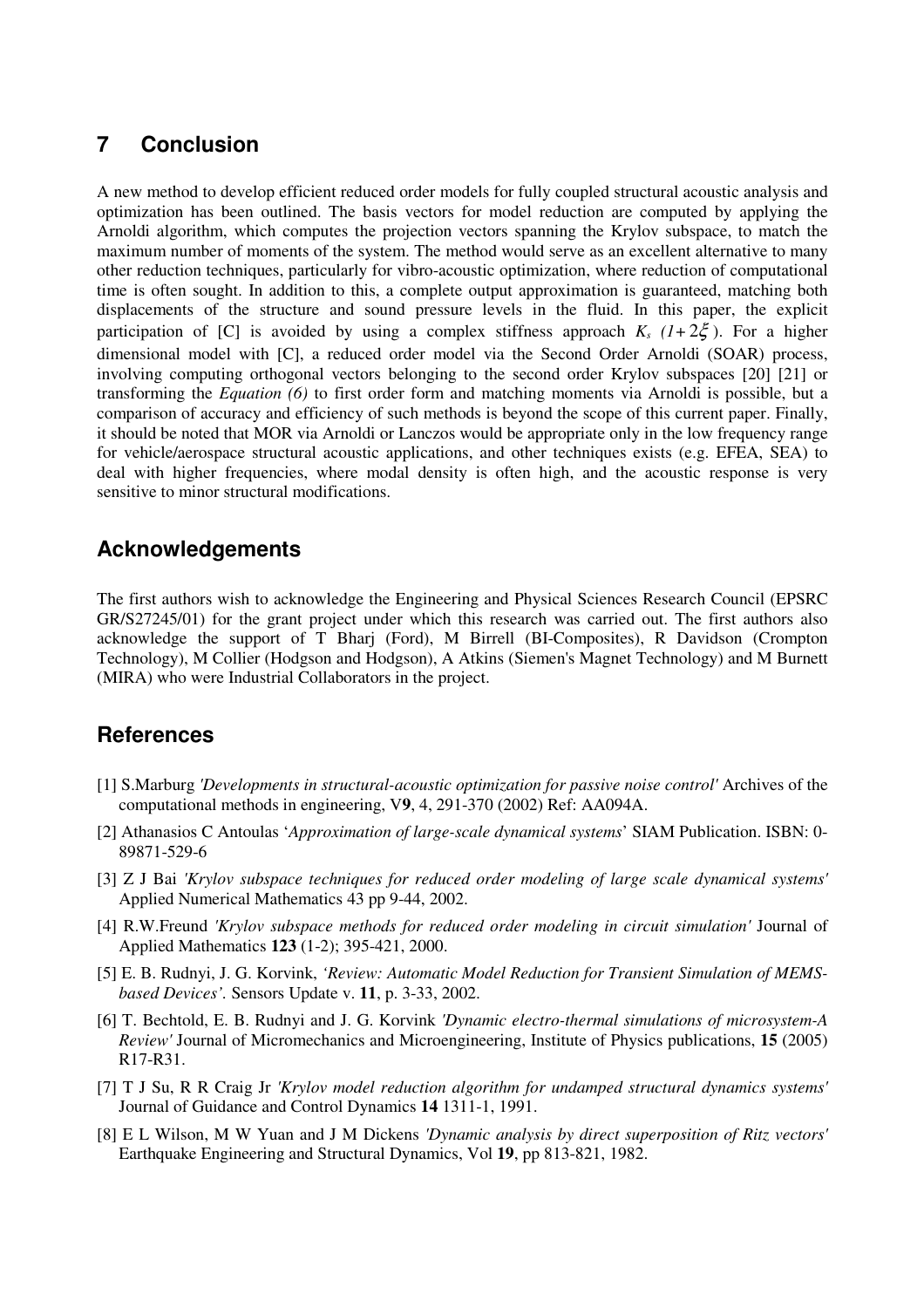## 7 Conclusion

A new method to develop efficient reduced order models for fully coupled structural acoustic analysis and optimization has been outlined. The basis vectors for model reduction are computed by applying the Arnoldi algorithm, which computes the projection vectors spanning the Krylov subspace, to match the maximum number of moments of the system. The method would serve as an excellent alternative to many other reduction techniques, particularly for vibro-acoustic optimization, where reduction of computational time is often sought. In addition to this, a complete output approximation is guaranteed, matching both displacements of the structure and sound pressure levels in the fluid. In this paper, the explicit participation of [C] is avoided by using a complex stiffness approach $K_s\ (1+2\xi)$. For a higher dimensional model with [C], a reduced order model via the Second Order Arnoldi (SOAR) process, involving computing orthogonal vectors belonging to the second order Krylov subspaces [20] [21] or transforming the *Equation (6)* to first order form and matching moments via Arnoldi is possible, but a comparison of accuracy and efficiency of such methods is beyond the scope of this current paper. Finally, it should be noted that MOR via Arnoldi or Lanczos would be appropriate only in the low frequency range for vehicle/aerospace structural acoustic applications, and other techniques exists (e.g. EFEA, SEA) to deal with higher frequencies, where modal density is often high, and the acoustic response is very sensitive to minor structural modifications.

## Acknowledgements

The first authors wish to acknowledge the Engineering and Physical Sciences Research Council (EPSRC GR/S27245/01) for the grant project under which this research was carried out. The first authors also acknowledge the support of T Bharj (Ford), M Birrell (BI-Composites), R Davidson (Crompton Technology), M Collier (Hodgson and Hodgson), A Atkins (Siemen's Magnet Technology) and M Burnett (MIRA) who were Industrial Collaborators in the project.

## References

[1] S.Marburg *'Developments in structural-acoustic optimization for passive noise control'* Archives of the computational methods in engineering, V**9**, 4, 291-370 (2002) Ref: AA094A.

[2] Athanasios C Antoulas '*Approximation of large-scale dynamical systems*' SIAM Publication. ISBN: 0-89871-529-6

[3] Z J Bai *'Krylov subspace techniques for reduced order modeling of large scale dynamical systems'* Applied Numerical Mathematics 43 pp 9-44, 2002.

[4] R.W.Freund *'Krylov subspace methods for reduced order modeling in circuit simulation'* Journal of Applied Mathematics **123** (1-2); 395-421, 2000.

[5] E. B. Rudnyi, J. G. Korvink, *'Review: Automatic Model Reduction for Transient Simulation of MEMS-based Devices'*. Sensors Update v. **11**, p. 3-33, 2002.

[6] T. Bechtold, E. B. Rudnyi and J. G. Korvink *'Dynamic electro-thermal simulations of microsystem-A Review'* Journal of Micromechanics and Microengineering, Institute of Physics publications, **15** (2005) R17-R31.

[7] T J Su, R R Craig Jr *'Krylov model reduction algorithm for undamped structural dynamics systems'* Journal of Guidance and Control Dynamics **14** 1311-1, 1991.

[8] E L Wilson, M W Yuan and J M Dickens *'Dynamic analysis by direct superposition of Ritz vectors'* Earthquake Engineering and Structural Dynamics, Vol **19**, pp 813-821, 1982.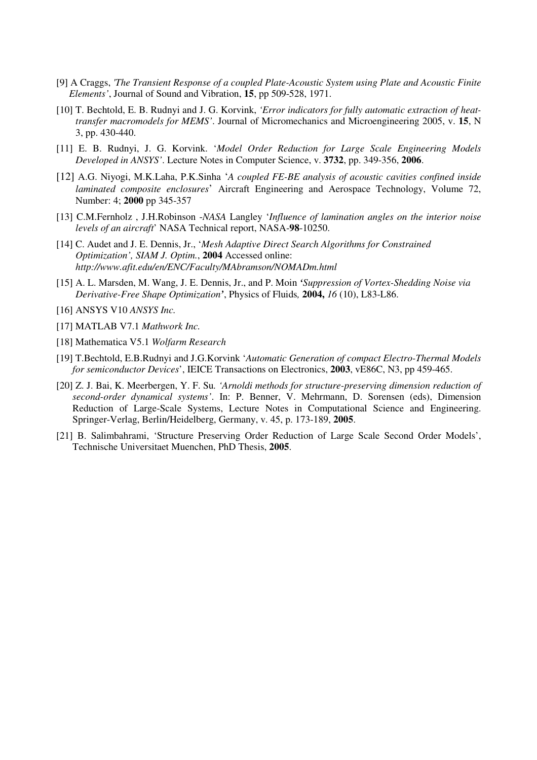[9] A Craggs, *'The Transient Response of a coupled Plate-Acoustic System using Plate and Acoustic Finite Elements'*, Journal of Sound and Vibration, **15**, pp 509-528, 1971.

[10] T. Bechtold, E. B. Rudnyi and J. G. Korvink, *'Error indicators for fully automatic extraction of heat-transfer macromodels for MEMS'*. Journal of Micromechanics and Microengineering 2005, v. **15**, N 3, pp. 430-440.

[11] E. B. Rudnyi, J. G. Korvink. '*Model Order Reduction for Large Scale Engineering Models Developed in ANSYS'*. Lecture Notes in Computer Science, v. **3732**, pp. 349-356, **2006**.

[12] A.G. Niyogi, M.K.Laha, P.K.Sinha '*A coupled FE-BE analysis of acoustic cavities confined inside laminated composite enclosures*' Aircraft Engineering and Aerospace Technology, Volume 72, Number: 4; **2000** pp 345-357

[13] C.M.Fernholz , J.H.Robinson -*NASA* Langley '*Influence of lamination angles on the interior noise levels of an aircraft*' NASA Technical report, NASA-**98**-10250.

[14] C. Audet and J. E. Dennis, Jr., '*Mesh Adaptive Direct Search Algorithms for Constrained Optimization', SIAM J. Optim.*, **2004** Accessed online: *http://www.afit.edu/en/ENC/Faculty/MAbramson/NOMADm.html*

[15] A. L. Marsden, M. Wang, J. E. Dennis, Jr., and P. Moin **'***Suppression of Vortex-Shedding Noise via Derivative-Free Shape Optimization***'**, Physics of Fluids*,* **2004,** *16* (10), L83-L86.

[16] ANSYS V10 *ANSYS Inc.*

[17] MATLAB V7.1 *Mathwork Inc.*

[18] Mathematica V5.1 *Wolfarm Research*

[19] T.Bechtold, E.B.Rudnyi and J.G.Korvink '*Automatic Generation of compact Electro-Thermal Models for semiconductor Devices*', IEICE Transactions on Electronics, **2003**, vE86C, N3, pp 459-465.

[20] Z. J. Bai, K. Meerbergen, Y. F. Su. *'Arnoldi methods for structure-preserving dimension reduction of second-order dynamical systems'*. In: P. Benner, V. Mehrmann, D. Sorensen (eds), Dimension Reduction of Large-Scale Systems, Lecture Notes in Computational Science and Engineering. Springer-Verlag, Berlin/Heidelberg, Germany, v. 45, p. 173-189, **2005**.

[21] B. Salimbahrami, 'Structure Preserving Order Reduction of Large Scale Second Order Models', Technische Universitaet Muenchen, PhD Thesis, **2005**.